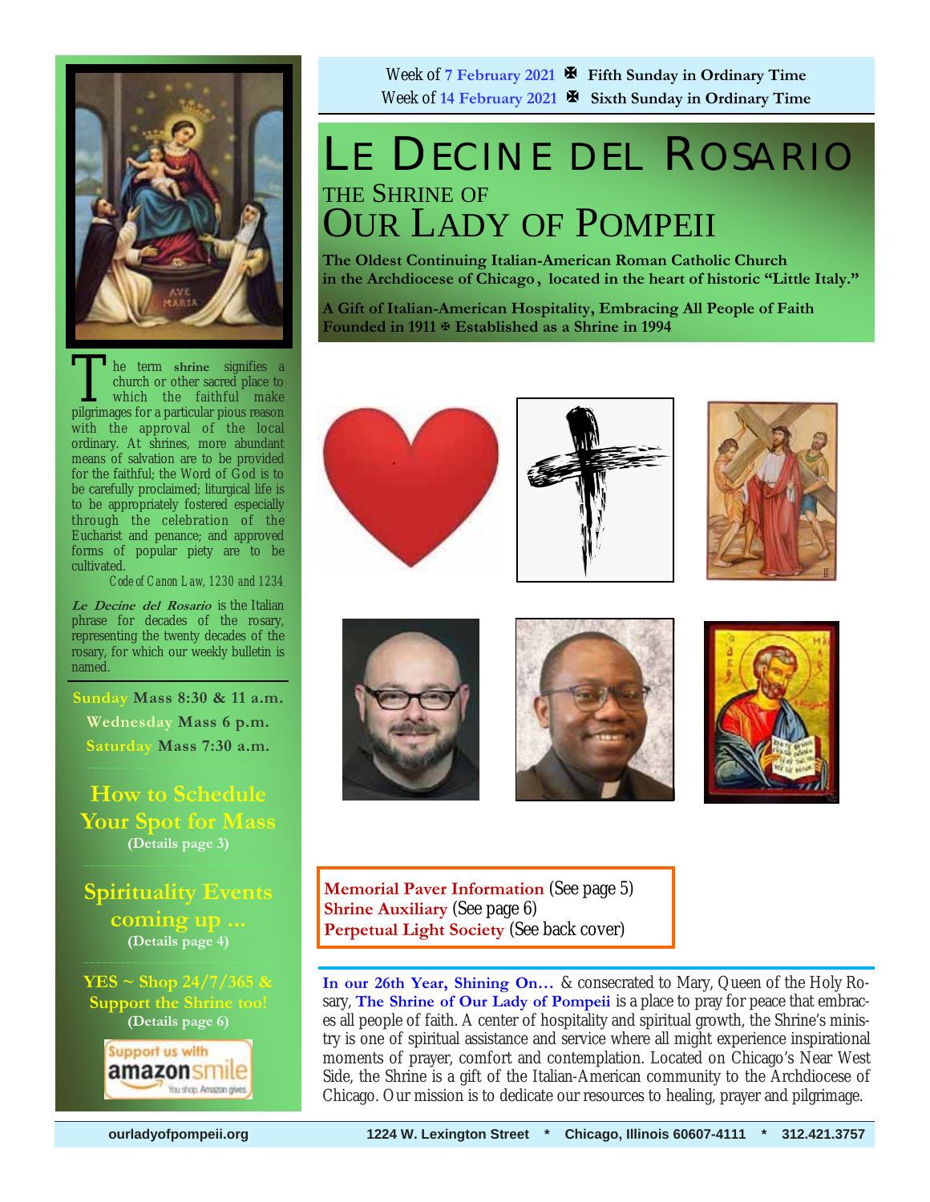Week of 7 February 2021 ✠ **Fifth Sunday in Ordinary Time**
Week of 14 February 2021 ✠ **Sixth Sunday in Ordinary Time**

# LE DECINE DEL ROSARIO

## THE SHRINE OF
# OUR LADY OF POMPEII

**The Oldest Continuing Italian-American Roman Catholic Church in the Archdiocese of Chicago, located in the heart of historic "Little Italy."**

**A Gift of Italian-American Hospitality, Embracing All People of Faith**
**Founded in 1911 ✠ Established as a Shrine in 1994**

The term **shrine** signifies a church or other sacred place to which the faithful make pilgrimages for a particular pious reason with the approval of the local ordinary. At shrines, more abundant means of salvation are to be provided for the faithful; the Word of God is to be carefully proclaimed; liturgical life is to be appropriately fostered especially through the celebration of the Eucharist and penance; and approved forms of popular piety are to be cultivated.

*Code of Canon Law, 1230 and 1234*

***Le Decine del Rosario*** is the Italian phrase for decades of the rosary, representing the twenty decades of the rosary, for which our weekly bulletin is named.

**Sunday Mass 8:30 & 11 a.m.**
**Wednesday Mass 6 p.m.**
**Saturday Mass 7:30 a.m.**

## How to Schedule Your Spot for Mass
**(Details page 3)**

## Spirituality Events coming up ...
**(Details page 4)**

**YES ~ Shop 24/7/365 & Support the Shrine too!**
**(Details page 6)**

Support us with amazonsmile — You shop. Amazon gives.

**Memorial Paver Information** (See page 5)
**Shrine Auxiliary** (See page 6)
**Perpetual Light Society** (See back cover)

**In our 26th Year, Shining On…** & consecrated to Mary, Queen of the Holy Rosary, **The Shrine of Our Lady of Pompeii** is a place to pray for peace that embraces all people of faith. A center of hospitality and spiritual growth, the Shrine's ministry is one of spiritual assistance and service where all might experience inspirational moments of prayer, comfort and contemplation. Located on Chicago's Near West Side, the Shrine is a gift of the Italian-American community to the Archdiocese of Chicago. Our mission is to dedicate our resources to healing, prayer and pilgrimage.

ourladyofpompeii.org 1224 W. Lexington Street * Chicago, Illinois 60607-4111 * 312.421.3757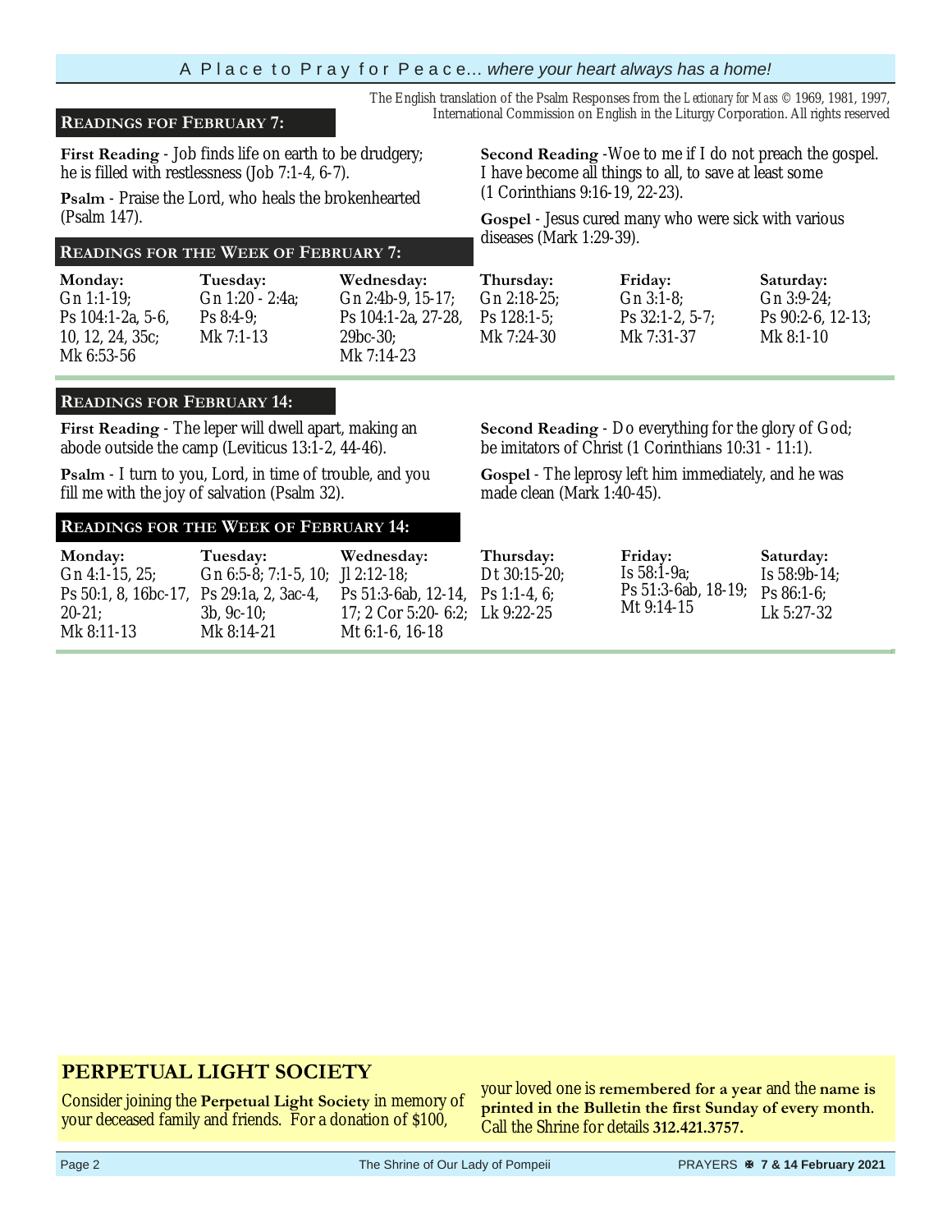The English translation of the Psalm Responses from the *Lectionary for Mass* © 1969, 1981, 1997, International Commission on English in the Liturgy Corporation. All rights reserved

## Readings for February 7:

**First Reading** - Job finds life on earth to be drudgery; he is filled with restlessness (Job 7:1-4, 6-7).

**Psalm** - Praise the Lord, who heals the brokenhearted (Psalm 147).

**Second Reading** -Woe to me if I do not preach the gospel. I have become all things to all, to save at least some (1 Corinthians 9:16-19, 22-23).

**Gospel** - Jesus cured many who were sick with various diseases (Mark 1:29-39).

## Readings for the Week of February 7:

| Monday: | Tuesday: | Wednesday: | Thursday: | Friday: | Saturday: |
|---|---|---|---|---|---|
| Gn 1:1-19; Ps 104:1-2a, 5-6, 10, 12, 24, 35c; Mk 6:53-56 | Gn 1:20 - 2:4a; Ps 8:4-9; Mk 7:1-13 | Gn 2:4b-9, 15-17; Ps 104:1-2a, 27-28, 29bc-30; Mk 7:14-23 | Gn 2:18-25; Ps 128:1-5; Mk 7:24-30 | Gn 3:1-8; Ps 32:1-2, 5-7; Mk 7:31-37 | Gn 3:9-24; Ps 90:2-6, 12-13; Mk 8:1-10 |

## Readings for February 14:

**First Reading** - The leper will dwell apart, making an abode outside the camp (Leviticus 13:1-2, 44-46).

**Psalm** - I turn to you, Lord, in time of trouble, and you fill me with the joy of salvation (Psalm 32).

**Second Reading** - Do everything for the glory of God; be imitators of Christ (1 Corinthians 10:31 - 11:1).

**Gospel** - The leprosy left him immediately, and he was made clean (Mark 1:40-45).

## Readings for the Week of February 14:

| Monday: | Tuesday: | Wednesday: | Thursday: | Friday: | Saturday: |
|---|---|---|---|---|---|
| Gn 4:1-15, 25; Ps 50:1, 8, 16bc-17, 20-21; Mk 8:11-13 | Gn 6:5-8; 7:1-5, 10; Ps 29:1a, 2, 3ac-4, 3b, 9c-10; Mk 8:14-21 | Jl 2:12-18; Ps 51:3-6ab, 12-14, 17; 2 Cor 5:20- 6:2; Mt 6:1-6, 16-18 | Dt 30:15-20; Ps 1:1-4, 6; Lk 9:22-25 | Is 58:1-9a; Ps 51:3-6ab, 18-19; Mt 9:14-15 | Is 58:9b-14; Ps 86:1-6; Lk 5:27-32 |

## PERPETUAL LIGHT SOCIETY

Consider joining the **Perpetual Light Society** in memory of your deceased family and friends. For a donation of $100, your loved one is **remembered for a year** and the **name is printed in the Bulletin the first Sunday of every month**. Call the Shrine for details **312.421.3757.**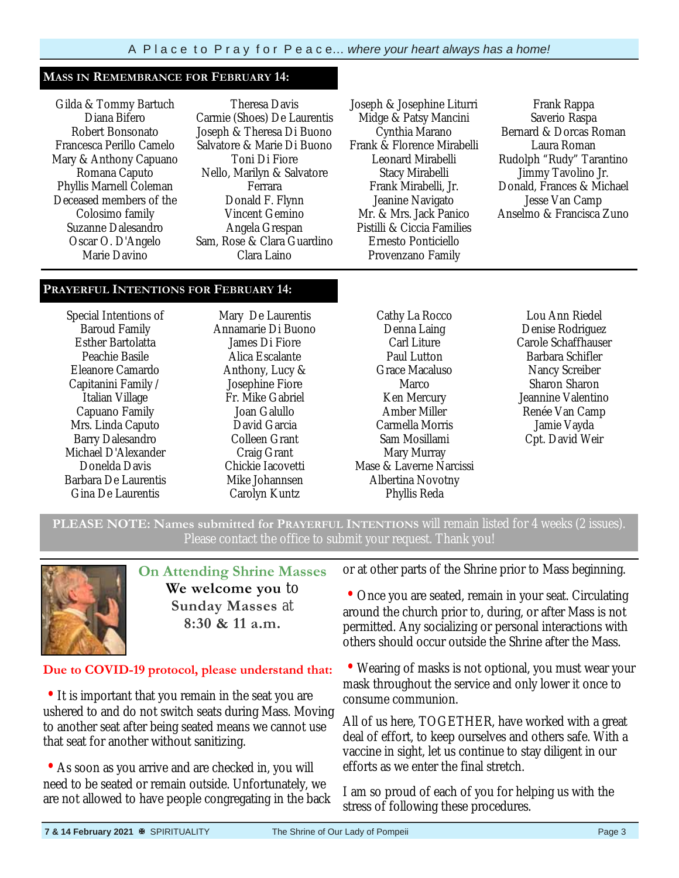## MASS IN REMEMBRANCE FOR FEBRUARY 14:

Gilda & Tommy Bartuch
Diana Bifero
Robert Bonsonato
Francesca Perillo Camelo
Mary & Anthony Capuano
Romana Caputo
Phyllis Marnell Coleman
Deceased members of the Colosimo family
Suzanne Dalesandro
Oscar O. D'Angelo
Marie Davino
Theresa Davis
Carmie (Shoes) De Laurentis
Joseph & Theresa Di Buono
Salvatore & Marie Di Buono
Toni Di Fiore
Nello, Marilyn & Salvatore Ferrara
Donald F. Flynn
Vincent Gemino
Angela Grespan
Sam, Rose & Clara Guardino
Clara Laino
Joseph & Josephine Liturri
Midge & Patsy Mancini
Cynthia Marano
Frank & Florence Mirabelli
Leonard Mirabelli
Stacy Mirabelli
Frank Mirabelli, Jr.
Jeanine Navigato
Mr. & Mrs. Jack Panico
Pistilli & Ciccia Families
Ernesto Ponticiello
Provenzano Family
Frank Rappa
Saverio Raspa
Bernard & Dorcas Roman
Laura Roman
Rudolph "Rudy" Tarantino
Jimmy Tavolino Jr.
Donald, Frances & Michael Jesse Van Camp
Anselmo & Francisca Zuno

## PRAYERFUL INTENTIONS FOR FEBRUARY 14:

Special Intentions of Baroud Family
Esther Bartolatta
Peachie Basile
Eleanore Camardo
Capitanini Family / Italian Village
Capuano Family
Mrs. Linda Caputo
Barry Dalesandro
Michael D'Alexander
Donelda Davis
Barbara De Laurentis
Gina De Laurentis
Mary De Laurentis
Annamarie Di Buono
James Di Fiore
Alica Escalante
Anthony, Lucy & Josephine Fiore
Fr. Mike Gabriel
Joan Galullo
David Garcia
Colleen Grant
Craig Grant
Chickie Iacovetti
Mike Johannsen
Carolyn Kuntz
Cathy La Rocco
Denna Laing
Carl Liture
Paul Lutton
Grace Macaluso
Marco
Ken Mercury
Amber Miller
Carmella Morris
Sam Mosillami
Mary Murray
Mase & Laverne Narcissi
Albertina Novotny
Phyllis Reda
Lou Ann Riedel
Denise Rodriguez
Carole Schaffhauser
Barbara Schifler
Nancy Screiber
Sharon Sharon
Jeannine Valentino
Renée Van Camp
Jamie Vayda
Cpt. David Weir

**PLEASE NOTE: Names submitted for PRAYERFUL INTENTIONS** will remain listed for 4 weeks (2 issues). Please contact the office to submit your request. Thank you!

### On Attending Shrine Masses

**We welcome you** to **Sunday Masses** at **8:30 & 11 a.m.**

**Due to COVID-19 protocol, please understand that:**

- It is important that you remain in the seat you are ushered to and do not switch seats during Mass. Moving to another seat after being seated means we cannot use that seat for another without sanitizing.
- As soon as you arrive and are checked in, you will need to be seated or remain outside. Unfortunately, we are not allowed to have people congregating in the back or at other parts of the Shrine prior to Mass beginning.
- Once you are seated, remain in your seat. Circulating around the church prior to, during, or after Mass is not permitted. Any socializing or personal interactions with others should occur outside the Shrine after the Mass.
- Wearing of masks is not optional, you must wear your mask throughout the service and only lower it once to consume communion.

All of us here, TOGETHER, have worked with a great deal of effort, to keep ourselves and others safe. With a vaccine in sight, let us continue to stay diligent in our efforts as we enter the final stretch.

I am so proud of each of you for helping us with the stress of following these procedures.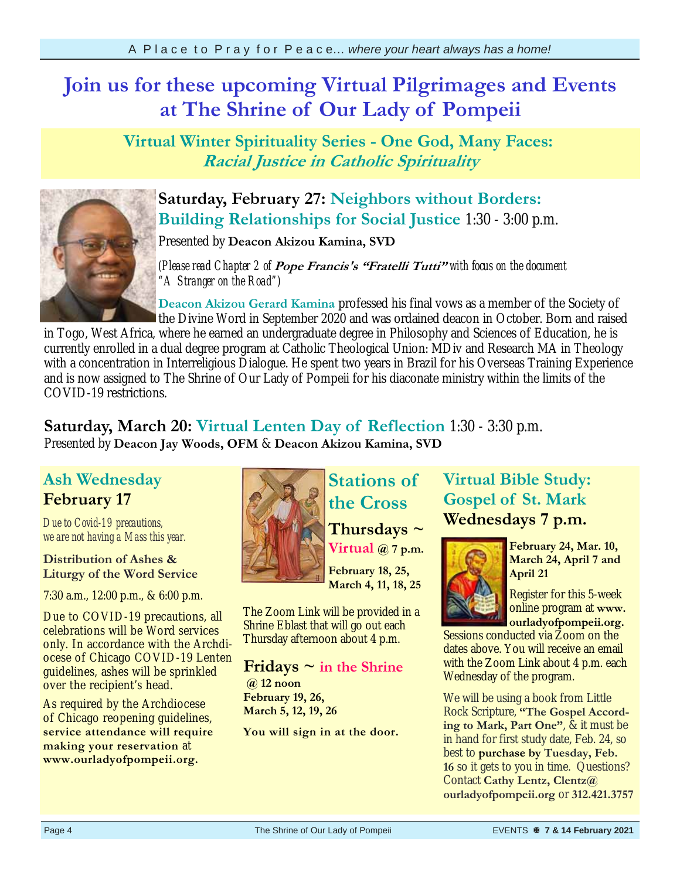# Join us for these upcoming Virtual Pilgrimages and Events at The Shrine of Our Lady of Pompeii

## Virtual Winter Spirituality Series - One God, Many Faces: *Racial Justice in Catholic Spirituality*

### Saturday, February 27: Neighbors without Borders: Building Relationships for Social Justice 1:30 - 3:00 p.m.

Presented by **Deacon Akizou Kamina, SVD**

*(Please read Chapter 2 of **Pope Francis's "Fratelli Tutti"** with focus on the document "A Stranger on the Road")*

**Deacon Akizou Gerard Kamina** professed his final vows as a member of the Society of the Divine Word in September 2020 and was ordained deacon in October. Born and raised in Togo, West Africa, where he earned an undergraduate degree in Philosophy and Sciences of Education, he is currently enrolled in a dual degree program at Catholic Theological Union: MDiv and Research MA in Theology with a concentration in Interreligious Dialogue. He spent two years in Brazil for his Overseas Training Experience and is now assigned to The Shrine of Our Lady of Pompeii for his diaconate ministry within the limits of the COVID-19 restrictions.

### Saturday, March 20: Virtual Lenten Day of Reflection 1:30 - 3:30 p.m.

Presented by **Deacon Jay Woods, OFM** & **Deacon Akizou Kamina, SVD**

## Ash Wednesday February 17

*Due to Covid-19 precautions, we are not having a Mass this year.*

**Distribution of Ashes & Liturgy of the Word Service**

7:30 a.m., 12:00 p.m., & 6:00 p.m.

Due to COVID-19 precautions, all celebrations will be Word services only. In accordance with the Archdiocese of Chicago COVID-19 Lenten guidelines, ashes will be sprinkled over the recipient's head.

As required by the Archdiocese of Chicago reopening guidelines, **service attendance will require making your reservation** at **www.ourladyofpompeii.org.**

## Stations of the Cross

### Thursdays ~ Virtual @ 7 p.m.

**February 18, 25, March 4, 11, 18, 25**

The Zoom Link will be provided in a Shrine Eblast that will go out each Thursday afternoon about 4 p.m.

### Fridays ~ in the Shrine @ 12 noon

**February 19, 26, March 5, 12, 19, 26**

**You will sign in at the door.**

## Virtual Bible Study: Gospel of St. Mark Wednesdays 7 p.m.

**February 24, Mar. 10, March 24, April 7 and April 21**

Register for this 5-week online program at **www.ourladyofpompeii.org.**

Sessions conducted via Zoom on the dates above. You will receive an email with the Zoom Link about 4 p.m. each Wednesday of the program.

We will be using a book from Little Rock Scripture, **"The Gospel According to Mark, Part One"**, & it must be in hand for first study date, Feb. 24, so best to **purchase by Tuesday, Feb. 16** so it gets to you in time. Questions? Contact **Cathy Lentz, Clentz@ourladyofpompeii.org** or **312.421.3757**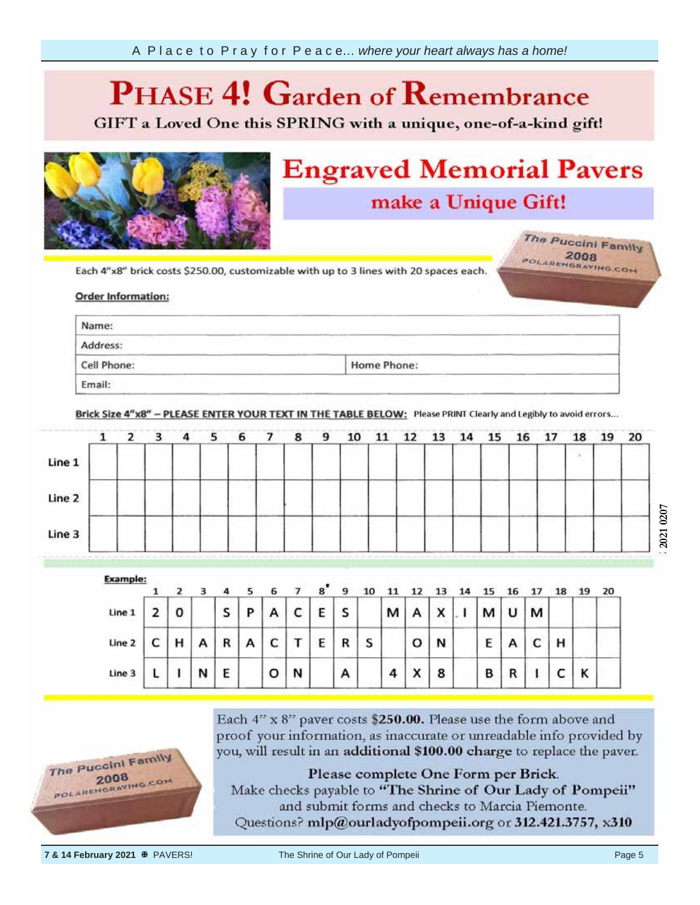# PHASE 4! Garden of Remembrance

GIFT a Loved One this SPRING with a unique, one-of-a-kind gift!

## Engraved Memorial Pavers

### make a Unique Gift!

Each 4"x8" brick costs $250.00, customizable with up to 3 lines with 20 spaces each.

**Order Information:**

| Name: | |
|---|---|
| Address: | |
| Cell Phone: | Home Phone: |
| Email: | |

**Brick Size 4"x8" – PLEASE ENTER YOUR TEXT IN THE TABLE BELOW:** Please PRINT Clearly and Legibly to avoid errors...

| | 1 | 2 | 3 | 4 | 5 | 6 | 7 | 8 | 9 | 10 | 11 | 12 | 13 | 14 | 15 | 16 | 17 | 18 | 19 | 20 |
|---|---|---|---|---|---|---|---|---|---|---|---|---|---|---|---|---|---|---|---|---|
| Line 1 | | | | | | | | | | | | | | | | | | | | |
| Line 2 | | | | | | | | | | | | | | | | | | | | |
| Line 3 | | | | | | | | | | | | | | | | | | | | |

**Example:**

| | 1 | 2 | 3 | 4 | 5 | 6 | 7 | 8 | 9 | 10 | 11 | 12 | 13 | 14 | 15 | 16 | 17 | 18 | 19 | 20 |
|---|---|---|---|---|---|---|---|---|---|---|---|---|---|---|---|---|---|---|---|---|
| Line 1 | 2 | 0 | | S | P | A | C | E | S | | M | A | X | I | M | U | M | | | |
| Line 2 | C | H | A | R | A | C | T | E | R | S | | O | N | | E | A | C | H | | |
| Line 3 | L | I | N | E | | O | N | | A | | 4 | X | 8 | | B | R | I | C | K | |

Each 4" x 8" paver costs **$250.00.** Please use the form above and proof your information, as inaccurate or unreadable info provided by you, will result in an **additional $100.00 charge** to replace the paver.

**Please complete One Form per Brick.**
Make checks payable to **"The Shrine of Our Lady of Pompeii"** and submit forms and checks to Marcia Piemonte.
Questions? **mlp@ourladyofpompeii.org** or **312.421.3757, x310**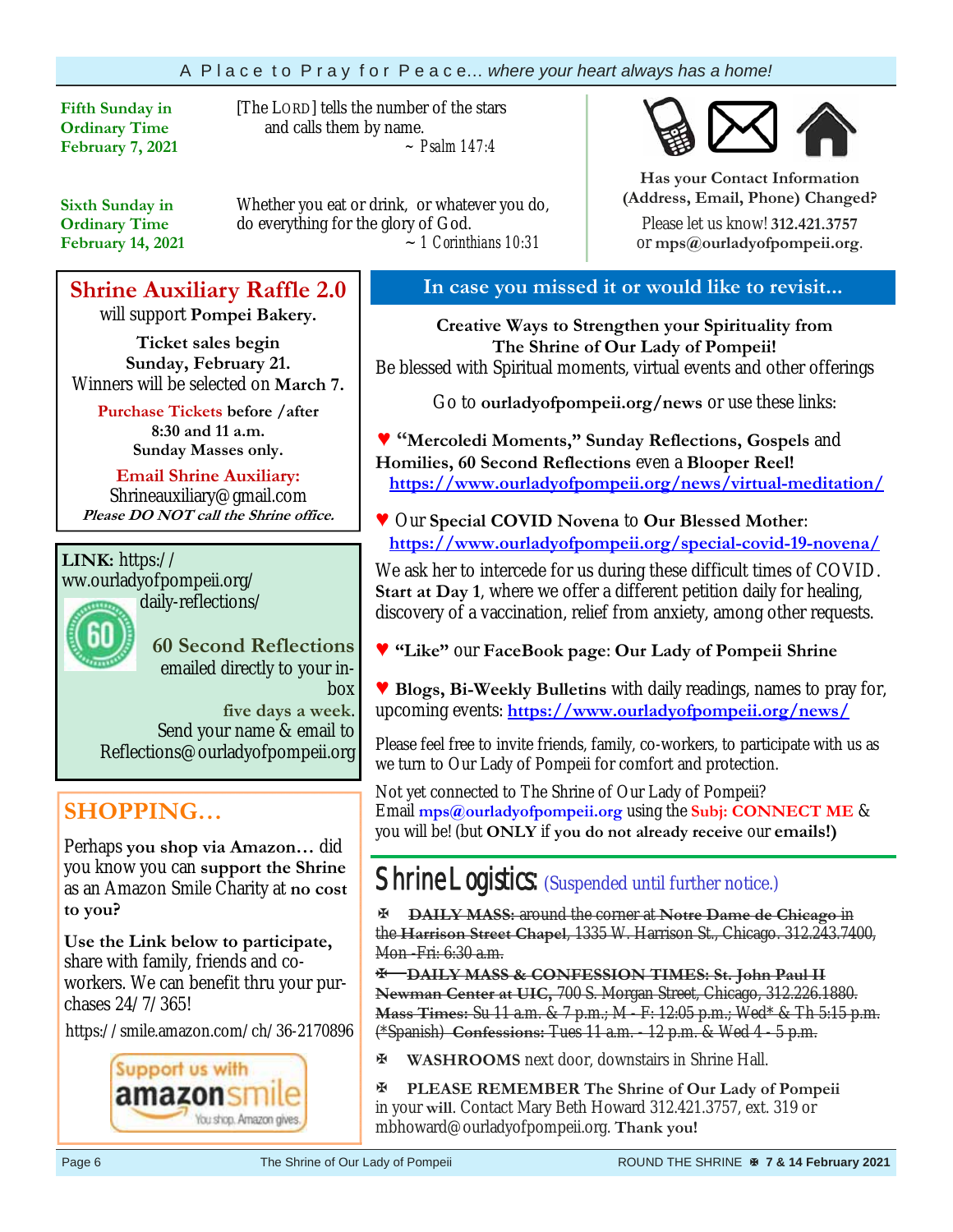A Place to Pray for Peace... *where your heart always has a home!*

**Fifth Sunday in Ordinary Time February 7, 2021**

[The LORD] tells the number of the stars and calls them by name.
~ Psalm 147:4

**Sixth Sunday in Ordinary Time February 14, 2021**

Whether you eat or drink, or whatever you do, do everything for the glory of God.
~ 1 Corinthians 10:31

**Has your Contact Information (Address, Email, Phone) Changed?**

Please let us know! **312.421.3757** or **mps@ourladyofpompeii.org**.

## Shrine Auxiliary Raffle 2.0

will support **Pompei Bakery.**

**Ticket sales begin Sunday, February 21.**
Winners will be selected on **March 7.**

**Purchase Tickets before /after 8:30 and 11 a.m. Sunday Masses only.**

**Email Shrine Auxiliary:**
Shrineauxiliary@gmail.com
***Please DO NOT call the Shrine office.***

**LINK:** https://ww.ourladyofpompeii.org/daily-reflections/

**60 Second Reflections** emailed directly to your inbox **five days a week.**
Send your name & email to Reflections@ourladyofpompeii.org

## SHOPPING…

Perhaps **you shop via Amazon…** did you know you can **support the Shrine** as an Amazon Smile Charity at **no cost to you?**

**Use the Link below to participate,** share with family, friends and co-workers. We can benefit thru your purchases 24/7/365!

https://smile.amazon.com/ch/36-2170896

Support us with amazonsmile — You shop. Amazon gives.

## In case you missed it or would like to revisit...

**Creative Ways to Strengthen your Spirituality from The Shrine of Our Lady of Pompeii!**
Be blessed with Spiritual moments, virtual events and other offerings

Go to **ourladyofpompeii.org/news** or use these links:

♥ **"Mercoledi Moments," Sunday Reflections, Gospels** and **Homilies, 60 Second Reflections** even a **Blooper Reel!**
https://www.ourladyofpompeii.org/news/virtual-meditation/

♥ Our **Special COVID Novena** to **Our Blessed Mother**:
https://www.ourladyofpompeii.org/special-covid-19-novena/

We ask her to intercede for us during these difficult times of COVID. **Start at Day 1**, where we offer a different petition daily for healing, discovery of a vaccination, relief from anxiety, among other requests.

♥ **"Like"** our **FaceBook page**: **Our Lady of Pompeii Shrine**

♥ **Blogs, Bi-Weekly Bulletins** with daily readings, names to pray for, upcoming events: https://www.ourladyofpompeii.org/news/

Please feel free to invite friends, family, co-workers, to participate with us as we turn to Our Lady of Pompeii for comfort and protection.

Not yet connected to The Shrine of Our Lady of Pompeii? Email **mps@ourladyofpompeii.org** using the **Subj: CONNECT ME** & you will be! (but **ONLY** if **you do not already receive** our **emails!)**

## Shrine Logistics: (Suspended until further notice.)

✠ ~~**DAILY MASS:** around the corner at **Notre Dame de Chicago** in the **Harrison Street Chapel**, 1335 W. Harrison St., Chicago. 312.243.7400, Mon -Fri: 6:30 a.m.~~

✠ ~~**DAILY MASS & CONFESSION TIMES: St. John Paul II Newman Center at UIC,** 700 S. Morgan Street, Chicago, 312.226.1880. **Mass Times:** Su 11 a.m. & 7 p.m.; M - F: 12:05 p.m.; Wed* & Th 5:15 p.m. (*Spanish) **Confessions:** Tues 11 a.m. - 12 p.m. & Wed 4 - 5 p.m.~~

✠ **WASHROOMS** next door, downstairs in Shrine Hall.

✠ **PLEASE REMEMBER The Shrine of Our Lady of Pompeii** in your **will**. Contact Mary Beth Howard 312.421.3757, ext. 319 or mbhoward@ourladyofpompeii.org. **Thank you!**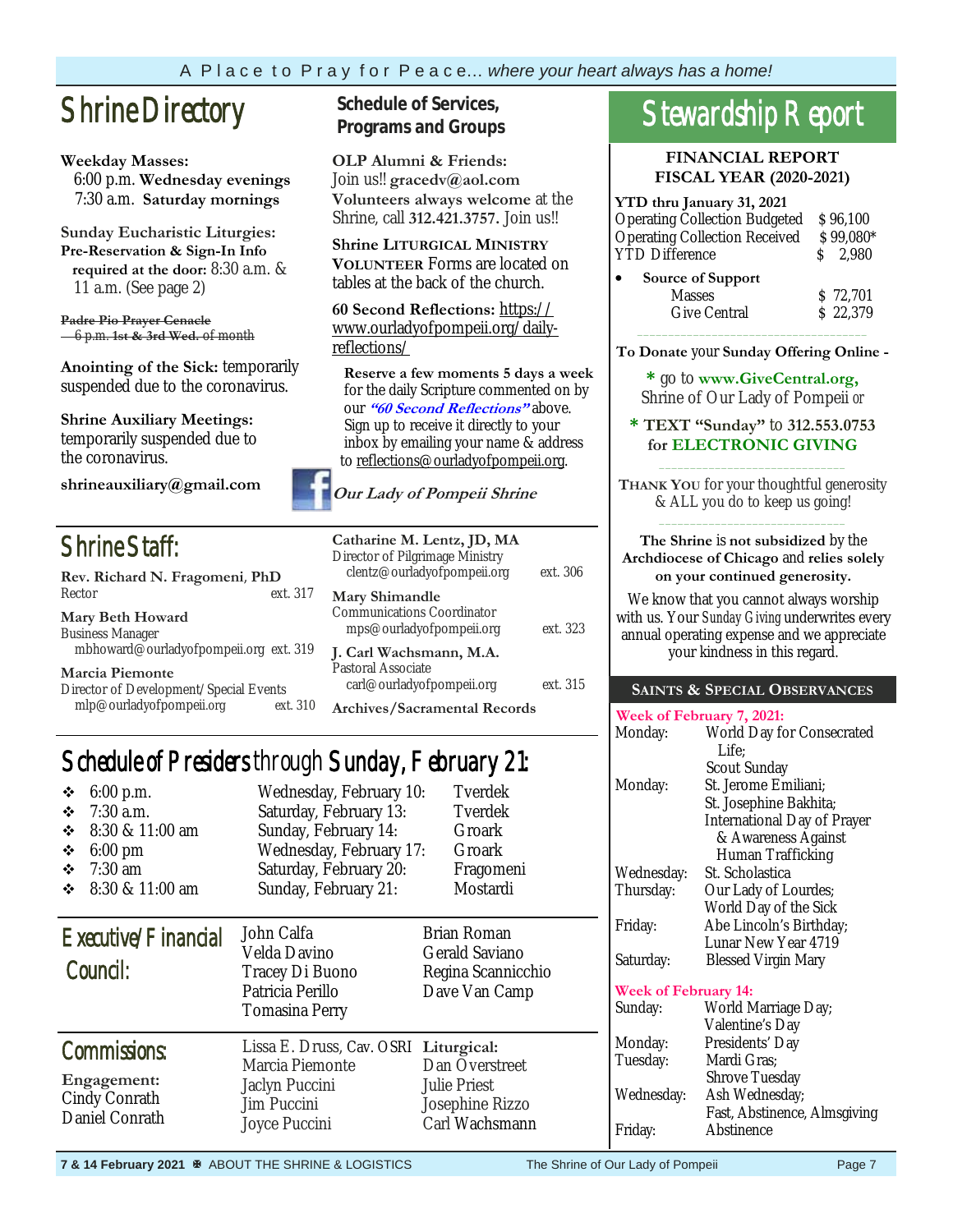A Place to Pray for Peace... *where your heart always has a home!*

# Shrine Directory

**Weekday Masses:**
6:00 p.m. **Wednesday evenings**
7:30 a.m. **Saturday mornings**

**Sunday Eucharistic Liturgies:**
**Pre-Reservation & Sign-In Info required at the door:** 8:30 a.m. & 11 a.m. (See page 2)

~~**Padre Pio Prayer Cenacle**~~
~~6 p.m. 1st & 3rd Wed. of month~~

**Anointing of the Sick:** temporarily suspended due to the coronavirus.

**Shrine Auxiliary Meetings:** temporarily suspended due to the coronavirus.

**shrineauxiliary@gmail.com**

## Schedule of Services, Programs and Groups

**OLP Alumni & Friends:** Join us!! **gracedv@aol.com**
**Volunteers always welcome** at the Shrine, call **312.421.3757.** Join us!!

**Shrine LITURGICAL MINISTRY VOLUNTEER** Forms are located on tables at the back of the church.

**60 Second Reflections:** https://www.ourladyofpompeii.org/daily-reflections/

**Reserve a few moments 5 days a week** for the daily Scripture commented on by our ***"60 Second Reflections"*** above. Sign up to receive it directly to your inbox by emailing your name & address to reflections@ourladyofpompeii.org.

***Our Lady of Pompeii Shrine***

# Shrine Staff:

**Rev. Richard N. Fragomeni, PhD**
Rector ext. 317

**Mary Beth Howard**
Business Manager
mbhoward@ourladyofpompeii.org ext. 319

**Marcia Piemonte**
Director of Development/Special Events
mlp@ourladyofpompeii.org ext. 310

**Catharine M. Lentz, JD, MA**
Director of Pilgrimage Ministry
clentz@ourladyofpompeii.org ext. 306

**Mary Shimandle**
Communications Coordinator
mps@ourladyofpompeii.org ext. 323

**J. Carl Wachsmann, M.A.**
Pastoral Associate
carl@ourladyofpompeii.org ext. 315

**Archives/Sacramental Records**

# Schedule of Presiders through Sunday, February 21:

| Time | Date | Presider |
|---|---|---|
| 6:00 p.m. | Wednesday, February 10: | Tverdek |
| 7:30 a.m. | Saturday, February 13: | Tverdek |
| 8:30 & 11:00 am | Sunday, February 14: | Groark |
| 6:00 pm | Wednesday, February 17: | Groark |
| 7:30 am | Saturday, February 20: | Fragomeni |
| 8:30 & 11:00 am | Sunday, February 21: | Mostardi |

# Executive/Financial Council:

John Calfa, Velda Davino, Tracey Di Buono, Patricia Perillo, Tomasina Perry, Brian Roman, Gerald Saviano, Regina Scannicchio, Dave Van Camp

# Commissions:

**Engagement:**
Cindy Conrath
Daniel Conrath
Lissa E. Druss, Cav. OSRI
Marcia Piemonte
Jaclyn Puccini
Jim Puccini
Joyce Puccini

**Liturgical:**
Dan Overstreet
Julie Priest
Josephine Rizzo
Carl Wachsmann

# Stewardship Report

**FINANCIAL REPORT**
**FISCAL YEAR (2020-2021)**

**YTD thru January 31, 2021**

| | |
|---|---|
| Operating Collection Budgeted | $ 96,100 |
| Operating Collection Received | $ 99,080* |
| YTD Difference | $ 2,980 |

- **Source of Support**

| | |
|---|---|
| Masses | $ 72,701 |
| Give Central | $ 22,379 |

**To Donate** your **Sunday Offering Online -**

\* go to **www.GiveCentral.org,** Shrine of Our Lady of Pompeii *or*

\* **TEXT "Sunday"** to **312.553.0753 for ELECTRONIC GIVING**

**THANK YOU** for your thoughtful generosity & ALL you do to keep us going!

**The Shrine** is **not subsidized** by the **Archdiocese of Chicago** and **relies solely on your continued generosity.**

We know that you cannot always worship with us. Your *Sunday Giving* underwrites every annual operating expense and we appreciate your kindness in this regard.

## SAINTS & SPECIAL OBSERVANCES

**Week of February 7, 2021:**

| | |
|---|---|
| Monday: | World Day for Consecrated Life; Scout Sunday |
| Monday: | St. Jerome Emiliani; St. Josephine Bakhita; International Day of Prayer & Awareness Against Human Trafficking |
| Wednesday: | St. Scholastica |
| Thursday: | Our Lady of Lourdes; World Day of the Sick |
| Friday: | Abe Lincoln's Birthday; Lunar New Year 4719 |
| Saturday: | Blessed Virgin Mary |

**Week of February 14:**

| | |
|---|---|
| Sunday: | World Marriage Day; Valentine's Day |
| Monday: | Presidents' Day |
| Tuesday: | Mardi Gras; Shrove Tuesday |
| Wednesday: | Ash Wednesday; Fast, Abstinence, Almsgiving |
| Friday: | Abstinence |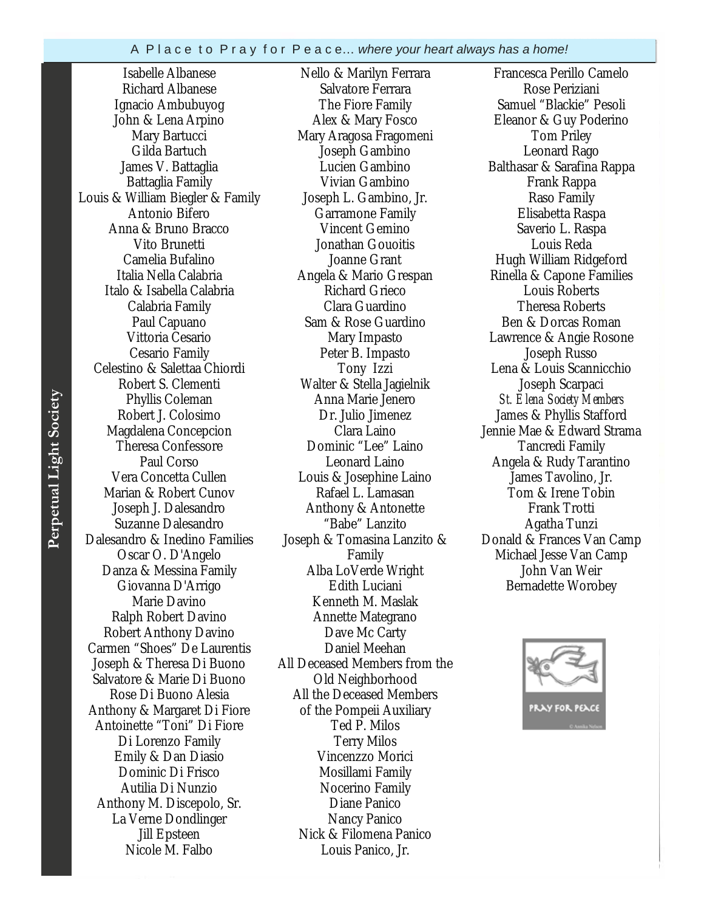A Place to Pray for Peace... *where your heart always has a home!*

## Perpetual Light Society

Isabelle Albanese
Richard Albanese
Ignacio Ambubuyog
John & Lena Arpino
Mary Bartucci
Gilda Bartuch
James V. Battaglia
Battaglia Family
Louis & William Biegler & Family
Antonio Bifero
Anna & Bruno Bracco
Vito Brunetti
Camelia Bufalino
Italia Nella Calabria
Italo & Isabella Calabria
Calabria Family
Paul Capuano
Vittoria Cesario
Cesario Family
Celestino & Salettaa Chiordi
Robert S. Clementi
Phyllis Coleman
Robert J. Colosimo
Magdalena Concepcion
Theresa Confessore
Paul Corso
Vera Concetta Cullen
Marian & Robert Cunov
Joseph J. Dalesandro
Suzanne Dalesandro
Dalesandro & Inedino Families
Oscar O. D'Angelo
Danza & Messina Family
Giovanna D'Arrigo
Marie Davino
Ralph Robert Davino
Robert Anthony Davino
Carmen "Shoes" De Laurentis
Joseph & Theresa Di Buono
Salvatore & Marie Di Buono
Rose Di Buono Alesia
Anthony & Margaret Di Fiore
Antoinette "Toni" Di Fiore
Di Lorenzo Family
Emily & Dan Diasio
Dominic Di Frisco
Autilia Di Nunzio
Anthony M. Discepolo, Sr.
La Verne Dondlinger
Jill Epsteen
Nicole M. Falbo

Nello & Marilyn Ferrara
Salvatore Ferrara
The Fiore Family
Alex & Mary Fosco
Mary Aragosa Fragomeni
Joseph Gambino
Lucien Gambino
Vivian Gambino
Joseph L. Gambino, Jr.
Garramone Family
Vincent Gemino
Jonathan Gouoitis
Joanne Grant
Angela & Mario Grespan
Richard Grieco
Clara Guardino
Sam & Rose Guardino
Mary Impasto
Peter B. Impasto
Tony Izzi
Walter & Stella Jagielnik
Anna Marie Jenero
Dr. Julio Jimenez
Clara Laino
Dominic "Lee" Laino
Leonard Laino
Louis & Josephine Laino
Rafael L. Lamasan
Anthony & Antonette "Babe" Lanzito
Joseph & Tomasina Lanzito & Family
Alba LoVerde Wright
Edith Luciani
Kenneth M. Maslak
Annette Mategrano
Dave Mc Carty
Daniel Meehan
All Deceased Members from the Old Neighborhood
All the Deceased Members of the Pompeii Auxiliary
Ted P. Milos
Terry Milos
Vincenzzo Morici
Mosillami Family
Nocerino Family
Diane Panico
Nancy Panico
Nick & Filomena Panico
Louis Panico, Jr.

Francesca Perillo Camelo
Rose Periziani
Samuel "Blackie" Pesoli
Eleanor & Guy Poderino
Tom Priley
Leonard Rago
Balthasar & Sarafina Rappa
Frank Rappa
Raso Family
Elisabetta Raspa
Saverio L. Raspa
Louis Reda
Hugh William Ridgeford
Rinella & Capone Families
Louis Roberts
Theresa Roberts
Ben & Dorcas Roman
Lawrence & Angie Rosone
Joseph Russo
Lena & Louis Scannicchio
Joseph Scarpaci
*St. Elena Society Members*
James & Phyllis Stafford
Jennie Mae & Edward Strama
Tancredi Family
Angela & Rudy Tarantino
James Tavolino, Jr.
Tom & Irene Tobin
Frank Trotti
Agatha Tunzi
Donald & Frances Van Camp
Michael Jesse Van Camp
John Van Weir
Bernadette Worobey

PRAY FOR PEACE